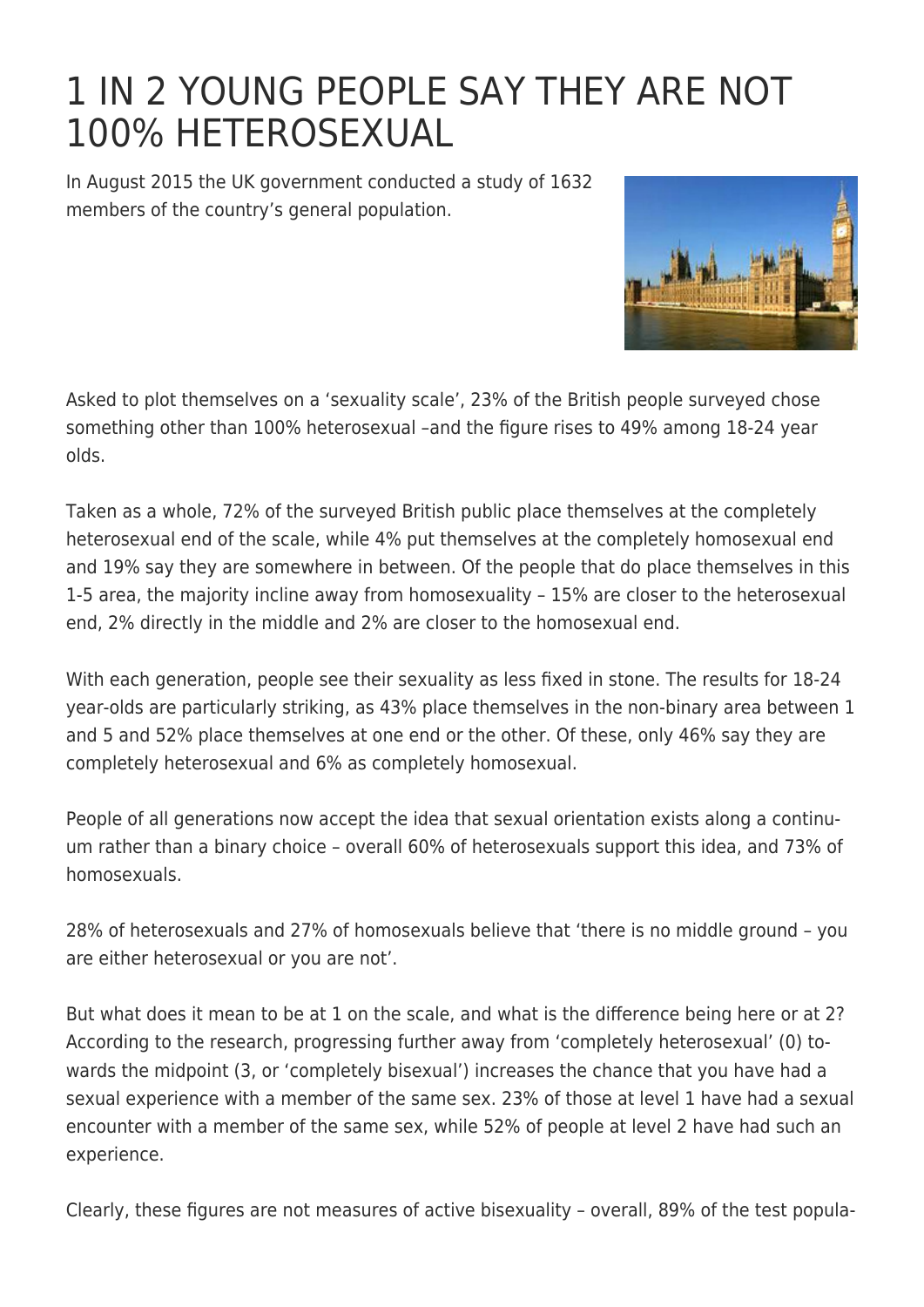# 1 IN 2 YOUNG PEOPLE SAY THEY ARE NOT 100% HETEROSEXUAL

In August 2015 the UK government conducted a study of 1632 members of the country's general population.

Asked to plot themselves on a 'sexuality scale', 23% of the British people surveyed chose something other than 100% heterosexual –and the figure rises to 49% among 18-24 year olds.

Taken as a whole, 72% of the surveyed British public place themselves at the completely heterosexual end of the scale, while 4% put themselves at the completely homosexual end and 19% say they are somewhere in between. Of the people that do place themselves in this 1-5 area, the majority incline away from homosexuality – 15% are closer to the heterosexual end, 2% directly in the middle and 2% are closer to the homosexual end.

With each generation, people see their sexuality as less fixed in stone. The results for 18-24 year-olds are particularly striking, as 43% place themselves in the non-binary area between 1 and 5 and 52% place themselves at one end or the other. Of these, only 46% say they are completely heterosexual and 6% as completely homosexual.

People of all generations now accept the idea that sexual orientation exists along a continuum rather than a binary choice – overall 60% of heterosexuals support this idea, and 73% of homosexuals.

28% of heterosexuals and 27% of homosexuals believe that 'there is no middle ground – you are either heterosexual or you are not'.

But what does it mean to be at 1 on the scale, and what is the difference being here or at 2? According to the research, progressing further away from 'completely heterosexual' (0) towards the midpoint (3, or 'completely bisexual') increases the chance that you have had a sexual experience with a member of the same sex. 23% of those at level 1 have had a sexual encounter with a member of the same sex, while 52% of people at level 2 have had such an experience.

Clearly, these figures are not measures of active bisexuality – overall, 89% of the test popula-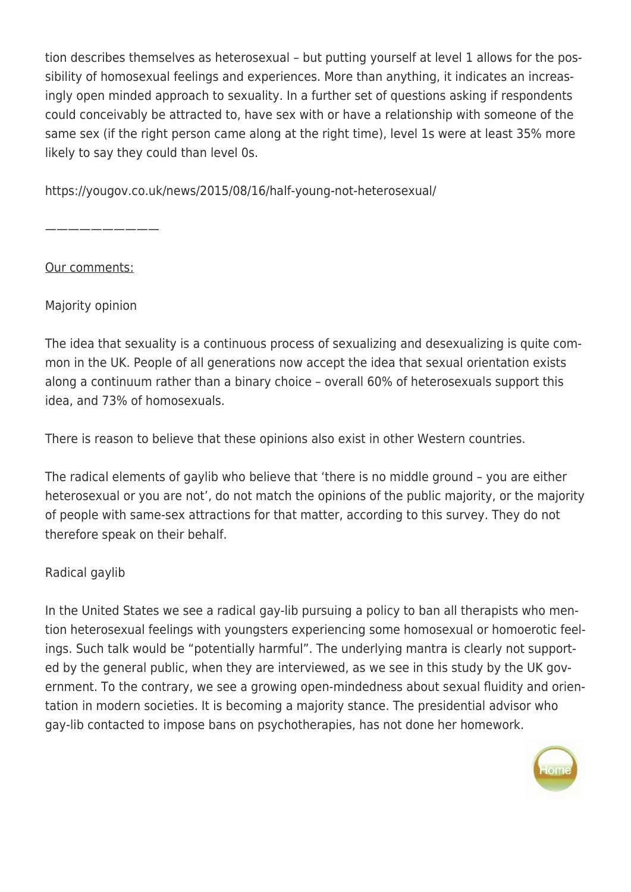tion describes themselves as heterosexual – but putting yourself at level 1 allows for the possibility of homosexual feelings and experiences. More than anything, it indicates an increasingly open minded approach to sexuality. In a further set of questions asking if respondents could conceivably be attracted to, have sex with or have a relationship with someone of the same sex (if the right person came along at the right time), level 1s were at least 35% more likely to say they could than level 0s.

https://yougov.co.uk/news/2015/08/16/half-young-not-heterosexual/

————————————

Our comments:

Majority opinion

The idea that sexuality is a continuous process of sexualizing and desexualizing is quite common in the UK. People of all generations now accept the idea that sexual orientation exists along a continuum rather than a binary choice – overall 60% of heterosexuals support this idea, and 73% of homosexuals.

There is reason to believe that these opinions also exist in other Western countries.

The radical elements of gaylib who believe that 'there is no middle ground – you are either heterosexual or you are not', do not match the opinions of the public majority, or the majority of people with same-sex attractions for that matter, according to this survey. They do not therefore speak on their behalf.

Radical gaylib

In the United States we see a radical gay-lib pursuing a policy to ban all therapists who mention heterosexual feelings with youngsters experiencing some homosexual or homoerotic feelings. Such talk would be "potentially harmful". The underlying mantra is clearly not supported by the general public, when they are interviewed, as we see in this study by the UK government. To the contrary, we see a growing open-mindedness about sexual fluidity and orientation in modern societies. It is becoming a majority stance. The presidential advisor who gay-lib contacted to impose bans on psychotherapies, has not done her homework.